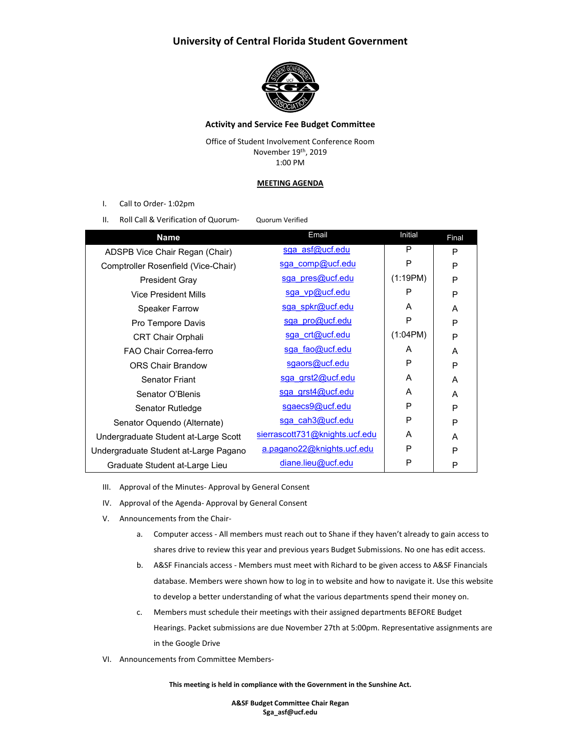# University of Central Florida Student Government

## Activity and Service Fee Budget Committee

Office of Student Involvement Conference Room
November 19th, 2019
1:00 PM

**MEETING AGENDA**

I. Call to Order- 1:02pm

II. Roll Call & Verification of Quorum- Quorum Verified

| Name | Email | Initial | Final |
|---|---|---|---|
| ADSPB Vice Chair Regan (Chair) | sga_asf@ucf.edu | P | P |
| Comptroller Rosenfield (Vice-Chair) | sga_comp@ucf.edu | P | P |
| President Gray | sga_pres@ucf.edu | (1:19PM) | P |
| Vice President Mills | sga_vp@ucf.edu | P | P |
| Speaker Farrow | sga_spkr@ucf.edu | A | A |
| Pro Tempore Davis | sga_pro@ucf.edu | P | P |
| CRT Chair Orphali | sga_crt@ucf.edu | (1:04PM) | P |
| FAO Chair Correa-ferro | sga_fao@ucf.edu | A | A |
| ORS Chair Brandow | sgaors@ucf.edu | P | P |
| Senator Friant | sga_grst2@ucf.edu | A | A |
| Senator O'Blenis | sga_grst4@ucf.edu | A | A |
| Senator Rutledge | sgaecs9@ucf.edu | P | P |
| Senator Oquendo (Alternate) | sga_cah3@ucf.edu | P | P |
| Undergraduate Student at-Large Scott | sierrascott731@knights.ucf.edu | A | A |
| Undergraduate Student at-Large Pagano | a.pagano22@knights.ucf.edu | P | P |
| Graduate Student at-Large Lieu | diane.lieu@ucf.edu | P | P |

III. Approval of the Minutes- Approval by General Consent

IV. Approval of the Agenda- Approval by General Consent

V. Announcements from the Chair-

  a. Computer access - All members must reach out to Shane if they haven't already to gain access to shares drive to review this year and previous years Budget Submissions. No one has edit access.

  b. A&SF Financials access - Members must meet with Richard to be given access to A&SF Financials database. Members were shown how to log in to website and how to navigate it. Use this website to develop a better understanding of what the various departments spend their money on.

  c. Members must schedule their meetings with their assigned departments BEFORE Budget Hearings. Packet submissions are due November 27th at 5:00pm. Representative assignments are in the Google Drive

VI. Announcements from Committee Members-

**This meeting is held in compliance with the Government in the Sunshine Act.**

**A&SF Budget Committee Chair Regan**
**Sga_asf@ucf.edu**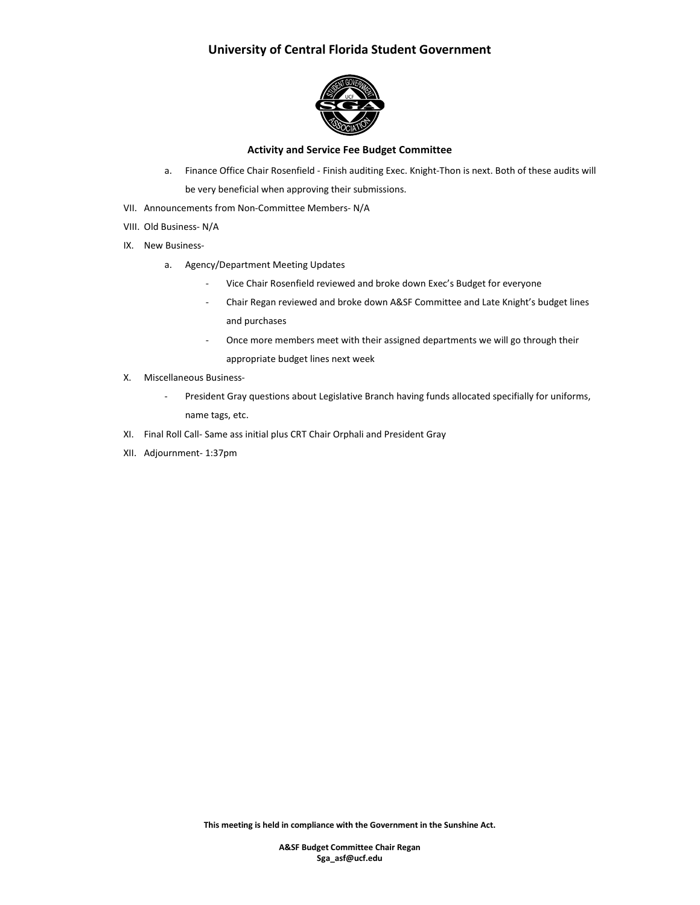# University of Central Florida Student Government

### Activity and Service Fee Budget Committee

a. Finance Office Chair Rosenfield - Finish auditing Exec. Knight-Thon is next. Both of these audits will be very beneficial when approving their submissions.

VII. Announcements from Non-Committee Members- N/A

VIII. Old Business- N/A

IX. New Business-

   a. Agency/Department Meeting Updates
      - Vice Chair Rosenfield reviewed and broke down Exec's Budget for everyone
      - Chair Regan reviewed and broke down A&SF Committee and Late Knight's budget lines and purchases
      - Once more members meet with their assigned departments we will go through their appropriate budget lines next week

X. Miscellaneous Business-
   - President Gray questions about Legislative Branch having funds allocated specifially for uniforms, name tags, etc.

XI. Final Roll Call- Same ass initial plus CRT Chair Orphali and President Gray

XII. Adjournment- 1:37pm

**This meeting is held in compliance with the Government in the Sunshine Act.**

**A&SF Budget Committee Chair Regan**
**Sga_asf@ucf.edu**